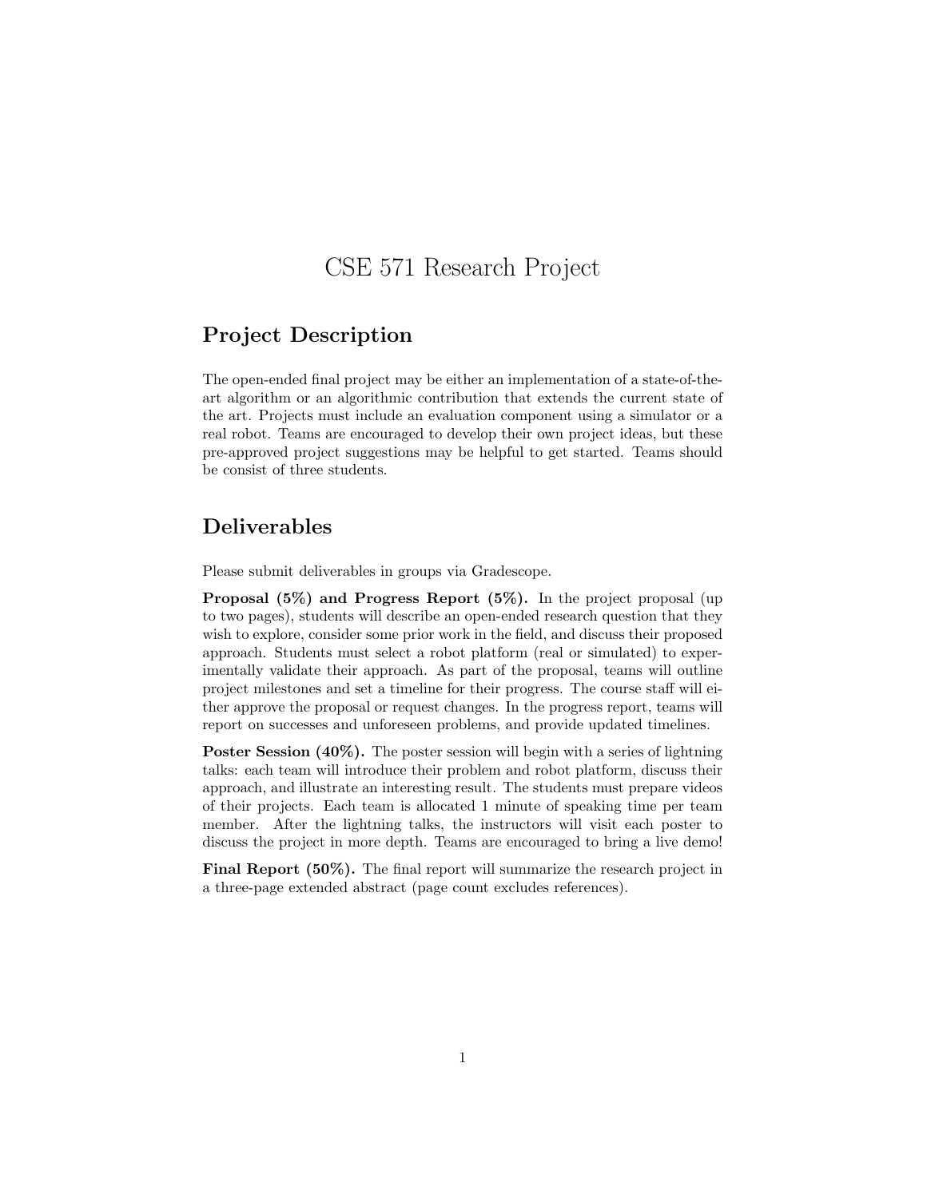# CSE 571 Research Project

## Project Description

The open-ended final project may be either an implementation of a state-of-the-art algorithm or an algorithmic contribution that extends the current state of the art. Projects must include an evaluation component using a simulator or a real robot. Teams are encouraged to develop their own project ideas, but these pre-approved project suggestions may be helpful to get started. Teams should be consist of three students.

## Deliverables

Please submit deliverables in groups via Gradescope.

**Proposal (5%) and Progress Report (5%).** In the project proposal (up to two pages), students will describe an open-ended research question that they wish to explore, consider some prior work in the field, and discuss their proposed approach. Students must select a robot platform (real or simulated) to experimentally validate their approach. As part of the proposal, teams will outline project milestones and set a timeline for their progress. The course staff will either approve the proposal or request changes. In the progress report, teams will report on successes and unforeseen problems, and provide updated timelines.

**Poster Session (40%).** The poster session will begin with a series of lightning talks: each team will introduce their problem and robot platform, discuss their approach, and illustrate an interesting result. The students must prepare videos of their projects. Each team is allocated 1 minute of speaking time per team member. After the lightning talks, the instructors will visit each poster to discuss the project in more depth. Teams are encouraged to bring a live demo!

**Final Report (50%).** The final report will summarize the research project in a three-page extended abstract (page count excludes references).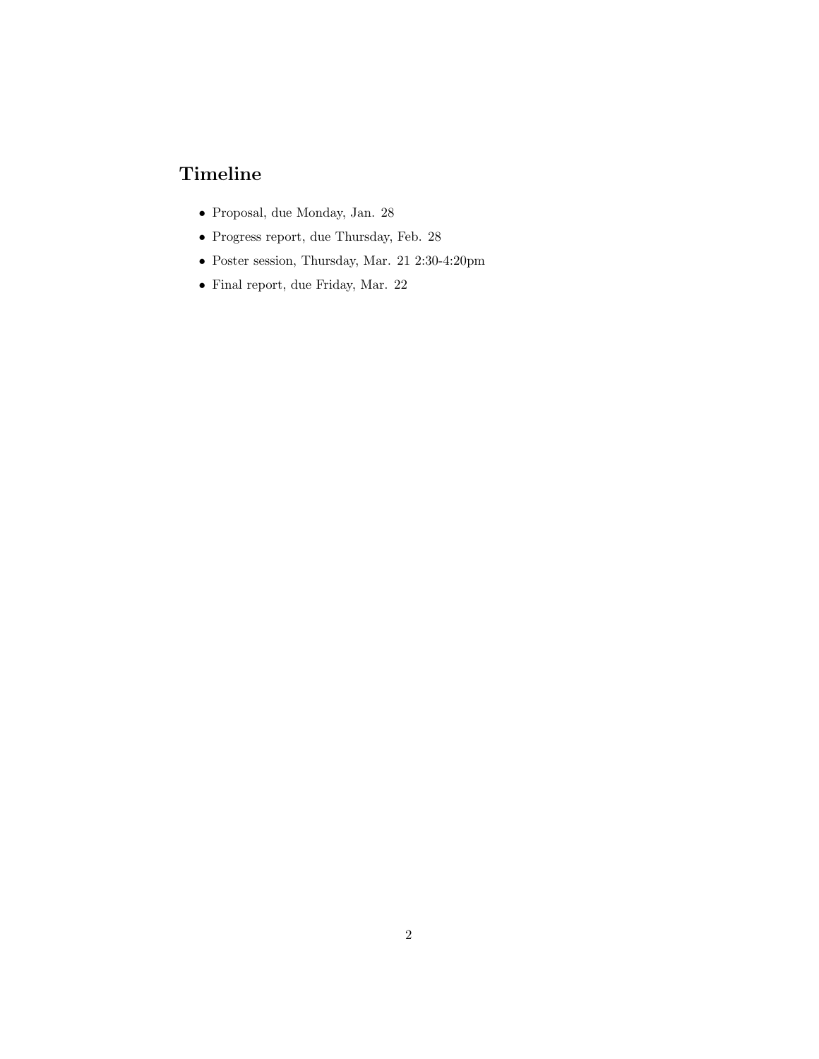## Timeline

- Proposal, due Monday, Jan. 28
- Progress report, due Thursday, Feb. 28
- Poster session, Thursday, Mar. 21 2:30-4:20pm
- Final report, due Friday, Mar. 22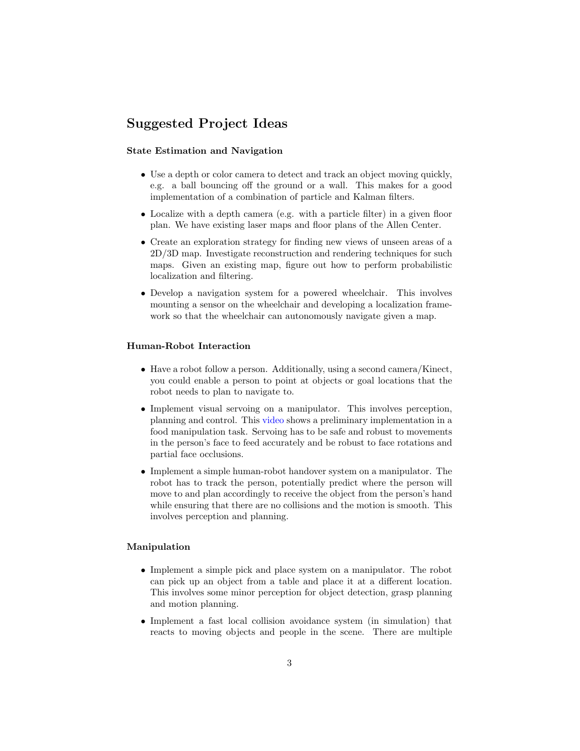## Suggested Project Ideas

### State Estimation and Navigation

- Use a depth or color camera to detect and track an object moving quickly, e.g. a ball bouncing off the ground or a wall. This makes for a good implementation of a combination of particle and Kalman filters.
- Localize with a depth camera (e.g. with a particle filter) in a given floor plan. We have existing laser maps and floor plans of the Allen Center.
- Create an exploration strategy for finding new views of unseen areas of a 2D/3D map. Investigate reconstruction and rendering techniques for such maps. Given an existing map, figure out how to perform probabilistic localization and filtering.
- Develop a navigation system for a powered wheelchair. This involves mounting a sensor on the wheelchair and developing a localization framework so that the wheelchair can autonomously navigate given a map.

### Human-Robot Interaction

- Have a robot follow a person. Additionally, using a second camera/Kinect, you could enable a person to point at objects or goal locations that the robot needs to plan to navigate to.
- Implement visual servoing on a manipulator. This involves perception, planning and control. This video shows a preliminary implementation in a food manipulation task. Servoing has to be safe and robust to movements in the person's face to feed accurately and be robust to face rotations and partial face occlusions.
- Implement a simple human-robot handover system on a manipulator. The robot has to track the person, potentially predict where the person will move to and plan accordingly to receive the object from the person's hand while ensuring that there are no collisions and the motion is smooth. This involves perception and planning.

### Manipulation

- Implement a simple pick and place system on a manipulator. The robot can pick up an object from a table and place it at a different location. This involves some minor perception for object detection, grasp planning and motion planning.
- Implement a fast local collision avoidance system (in simulation) that reacts to moving objects and people in the scene. There are multiple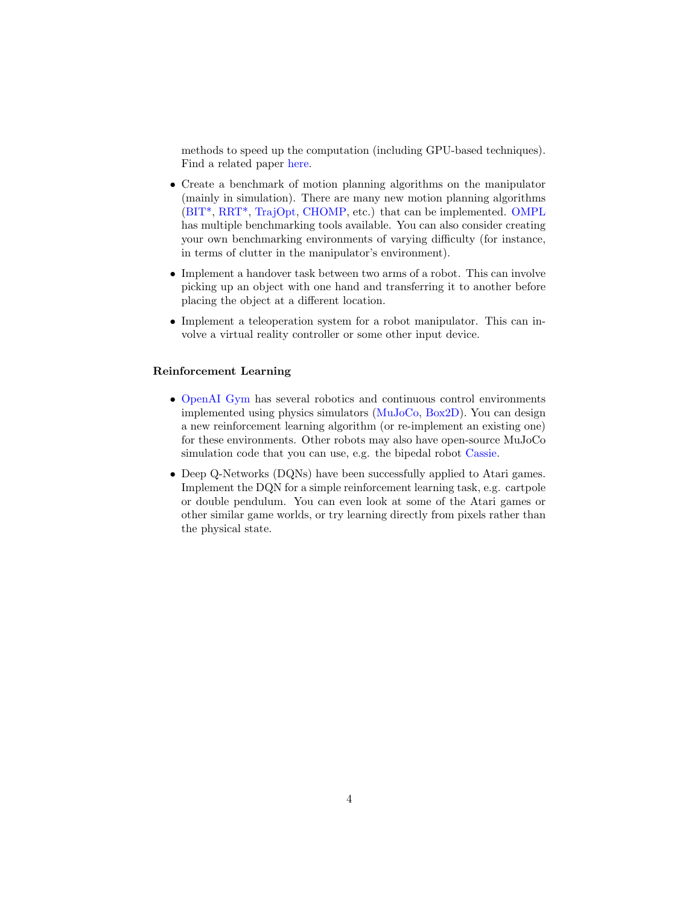methods to speed up the computation (including GPU-based techniques). Find a related paper here.

- Create a benchmark of motion planning algorithms on the manipulator (mainly in simulation). There are many new motion planning algorithms (BIT*, RRT*, TrajOpt, CHOMP, etc.) that can be implemented. OMPL has multiple benchmarking tools available. You can also consider creating your own benchmarking environments of varying difficulty (for instance, in terms of clutter in the manipulator's environment).
- Implement a handover task between two arms of a robot. This can involve picking up an object with one hand and transferring it to another before placing the object at a different location.
- Implement a teleoperation system for a robot manipulator. This can involve a virtual reality controller or some other input device.

**Reinforcement Learning**

- OpenAI Gym has several robotics and continuous control environments implemented using physics simulators (MuJoCo, Box2D). You can design a new reinforcement learning algorithm (or re-implement an existing one) for these environments. Other robots may also have open-source MuJoCo simulation code that you can use, e.g. the bipedal robot Cassie.
- Deep Q-Networks (DQNs) have been successfully applied to Atari games. Implement the DQN for a simple reinforcement learning task, e.g. cartpole or double pendulum. You can even look at some of the Atari games or other similar game worlds, or try learning directly from pixels rather than the physical state.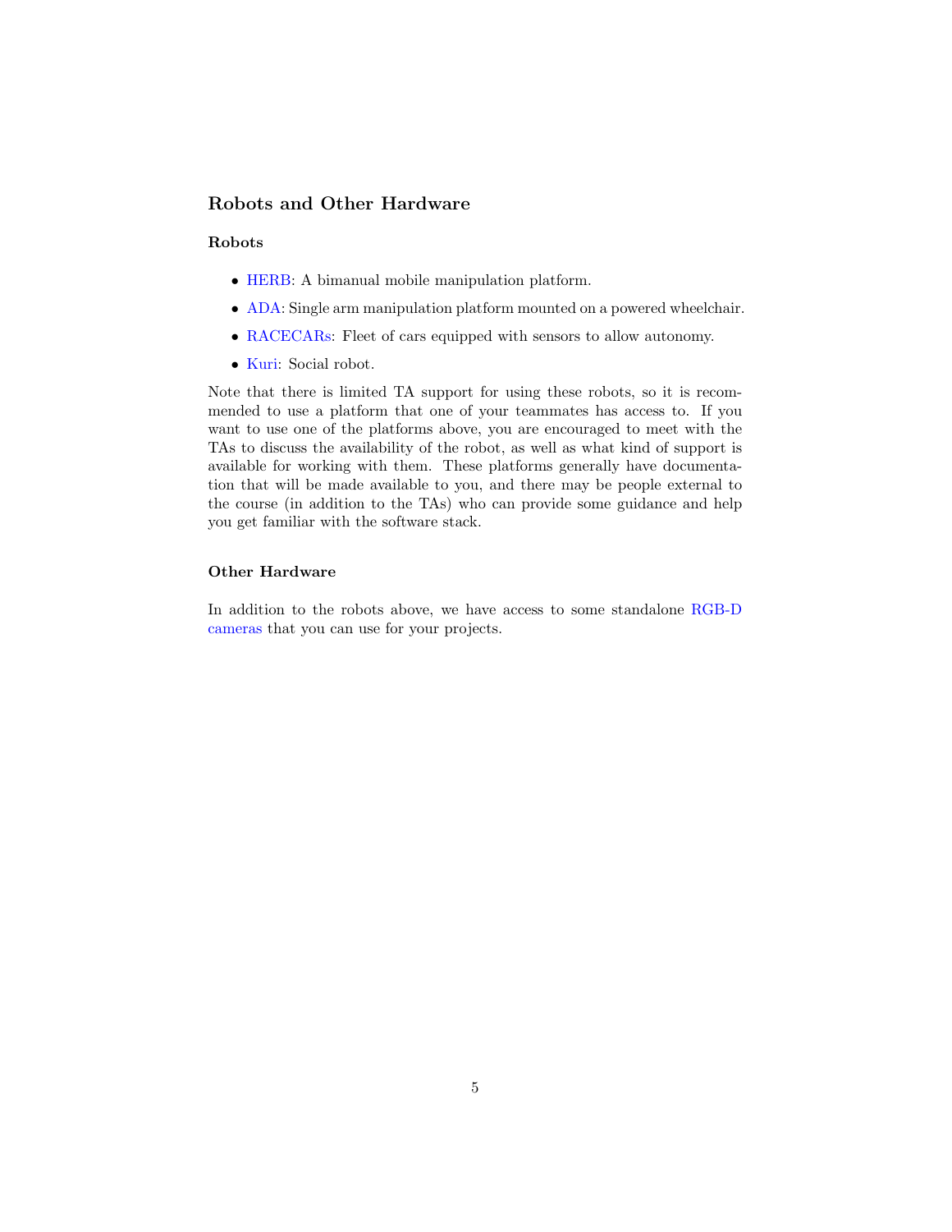## Robots and Other Hardware

### Robots

- HERB: A bimanual mobile manipulation platform.
- ADA: Single arm manipulation platform mounted on a powered wheelchair.
- RACECARs: Fleet of cars equipped with sensors to allow autonomy.
- Kuri: Social robot.

Note that there is limited TA support for using these robots, so it is recommended to use a platform that one of your teammates has access to. If you want to use one of the platforms above, you are encouraged to meet with the TAs to discuss the availability of the robot, as well as what kind of support is available for working with them. These platforms generally have documentation that will be made available to you, and there may be people external to the course (in addition to the TAs) who can provide some guidance and help you get familiar with the software stack.

### Other Hardware

In addition to the robots above, we have access to some standalone RGB-D cameras that you can use for your projects.